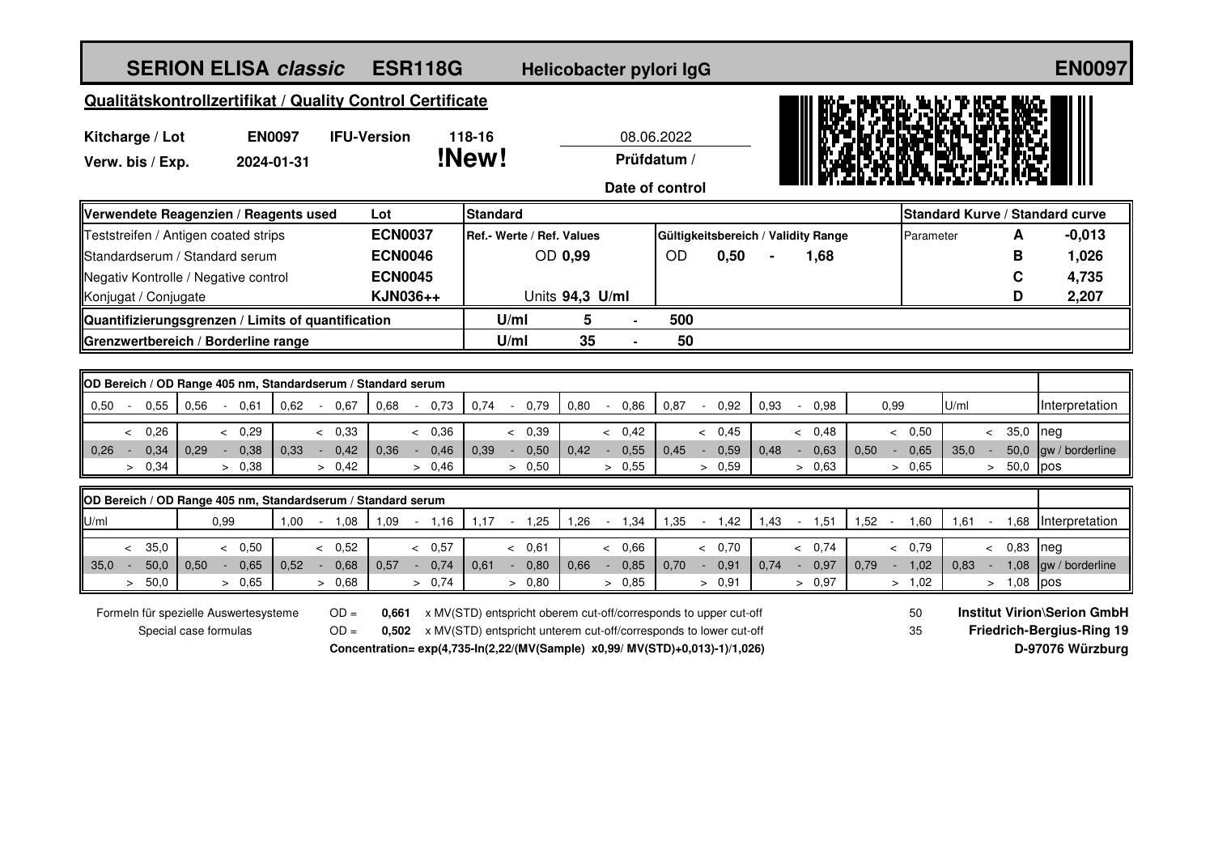# SERION ELISA *classic* ESR118G Helicobacter pylori IgG EN0097

## Qualitätskontrollzertifikat / Quality Control Certificate

| | | | | |
|---|---|---|---|---|
| **Kitcharge / Lot** | **EN0097** | **IFU-Version** | **118-16** | 08.06.2022 |
| **Verw. bis / Exp.** | **2024-01-31** | | **!New!** | **Prüfdatum / Date of control** |

| Verwendete Reagenzien / Reagents used | Lot | Standard | | | | Standard Kurve / Standard curve | | |
|---|---|---|---|---|---|---|---|---|
| Teststreifen / Antigen coated strips | **ECN0037** | Ref.- Werte / Ref. Values | | Gültigkeitsbereich / Validity Range | | Parameter | **A** | **-0,013** |
| Standardserum / Standard serum | **ECN0046** | OD **0,99** | | OD **0,50** - **1,68** | | | **B** | **1,026** |
| Negativ Kontrolle / Negative control | **ECN0045** | | | | | | **C** | **4,735** |
| Konjugat / Conjugate | **KJN036++** | Units **94,3 U/ml** | | | | | **D** | **2,207** |
| **Quantifizierungsgrenzen / Limits of quantification** | | **U/ml** | **5 - 500** | | | | | |
| **Grenzwertbereich / Borderline range** | | **U/ml** | **35 - 50** | | | | | |

**OD Bereich / OD Range 405 nm, Standardserum / Standard serum**

| 0,50 - 0,55 | 0,56 - 0,61 | 0,62 - 0,67 | 0,68 - 0,73 | 0,74 - 0,79 | 0,80 - 0,86 | 0,87 - 0,92 | 0,93 - 0,98 | 0,99 | U/ml | Interpretation |
|---|---|---|---|---|---|---|---|---|---|---|
| < 0,26 | < 0,29 | < 0,33 | < 0,36 | < 0,39 | < 0,42 | < 0,45 | < 0,48 | < 0,50 | < 35,0 | neg |
| 0,26 - 0,34 | 0,29 - 0,38 | 0,33 - 0,42 | 0,36 - 0,46 | 0,39 - 0,50 | 0,42 - 0,55 | 0,45 - 0,59 | 0,48 - 0,63 | 0,50 - 0,65 | 35,0 - 50,0 | gw / borderline |
| > 0,34 | > 0,38 | > 0,42 | > 0,46 | > 0,50 | > 0,55 | > 0,59 | > 0,63 | > 0,65 | > 50,0 | pos |

**OD Bereich / OD Range 405 nm, Standardserum / Standard serum**

| U/ml | 0,99 | 1,00 - 1,08 | 1,09 - 1,16 | 1,17 - 1,25 | 1,26 - 1,34 | 1,35 - 1,42 | 1,43 - 1,51 | 1,52 - 1,60 | 1,61 - 1,68 | Interpretation |
|---|---|---|---|---|---|---|---|---|---|---|
| < 35,0 | < 0,50 | < 0,52 | < 0,57 | < 0,61 | < 0,66 | < 0,70 | < 0,74 | < 0,79 | < 0,83 | neg |
| 35,0 - 50,0 | 0,50 - 0,65 | 0,52 - 0,68 | 0,57 - 0,74 | 0,61 - 0,80 | 0,66 - 0,85 | 0,70 - 0,91 | 0,74 - 0,97 | 0,79 - 1,02 | 0,83 - 1,08 | gw / borderline |
| > 50,0 | > 0,65 | > 0,68 | > 0,74 | > 0,80 | > 0,85 | > 0,91 | > 0,97 | > 1,02 | > 1,08 | pos |

Formeln für spezielle Auswertesysteme / Special case formulas

OD = **0,661** x MV(STD) entspricht oberem cut-off/corresponds to upper cut-off — 50

OD = **0,502** x MV(STD) entspricht unterem cut-off/corresponds to lower cut-off — 35

**Concentration= exp(4,735-ln(2,22/(MV(Sample) x0,99/ MV(STD)+0,013)-1)/1,026)**

**Institut Virion\Serion GmbH**
**Friedrich-Bergius-Ring 19**
**D-97076 Würzburg**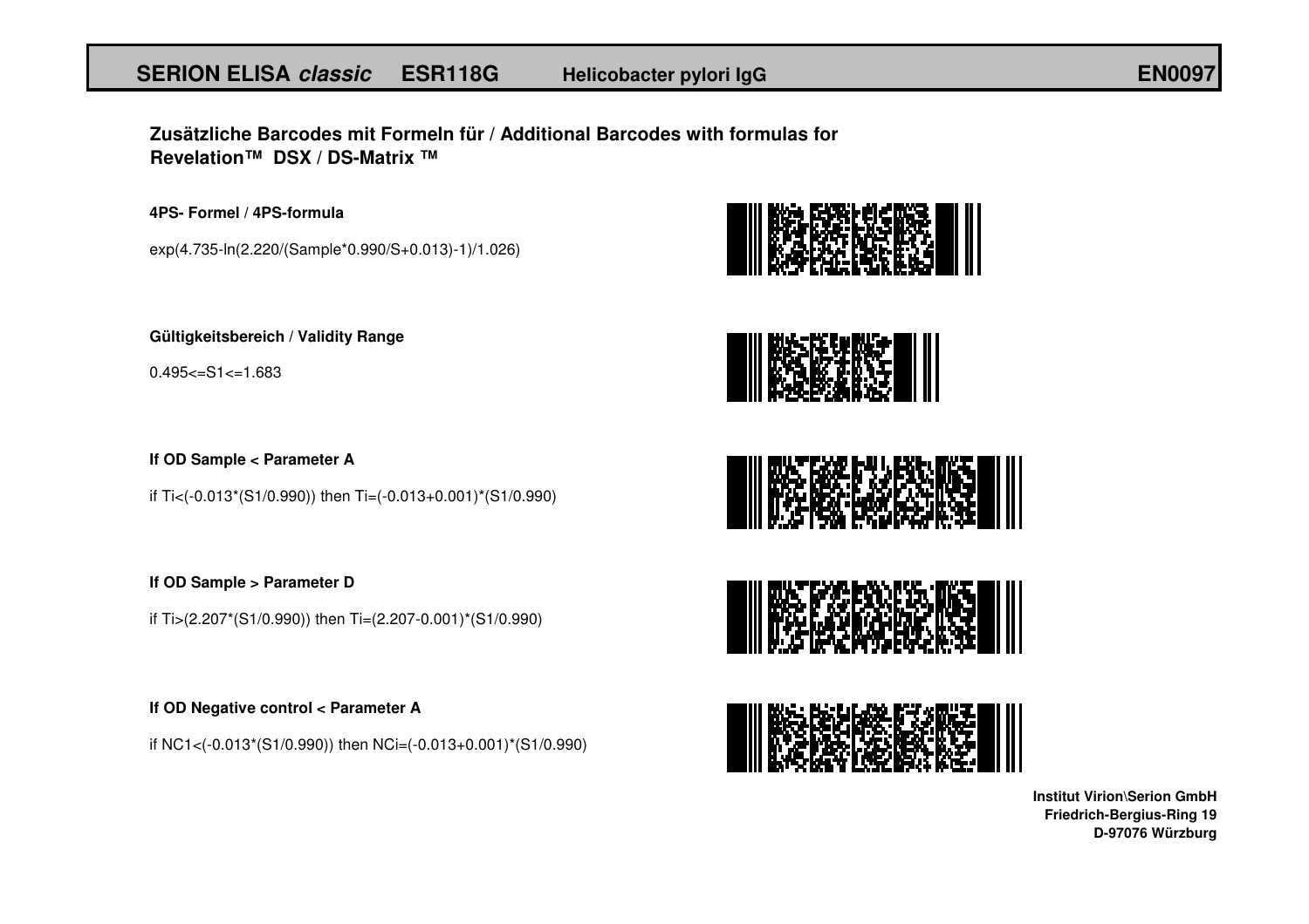**SERION ELISA *classic*     ESR118G     Helicobacter pylori IgG     EN0097**

## Zusätzliche Barcodes mit Formeln für / Additional Barcodes with formulas for Revelation™ DSX / DS-Matrix ™

**4PS- Formel / 4PS-formula**

exp(4.735-ln(2.220/(Sample*0.990/S+0.013)-1)/1.026)

**Gültigkeitsbereich / Validity Range**

0.495<=S1<=1.683

**If OD Sample < Parameter A**

if Ti<(-0.013*(S1/0.990)) then Ti=(-0.013+0.001)*(S1/0.990)

**If OD Sample > Parameter D**

if Ti>(2.207*(S1/0.990)) then Ti=(2.207-0.001)*(S1/0.990)

**If OD Negative control < Parameter A**

if NC1<(-0.013*(S1/0.990)) then NCi=(-0.013+0.001)*(S1/0.990)

**Institut Virion\Serion GmbH**
**Friedrich-Bergius-Ring 19**
**D-97076 Würzburg**